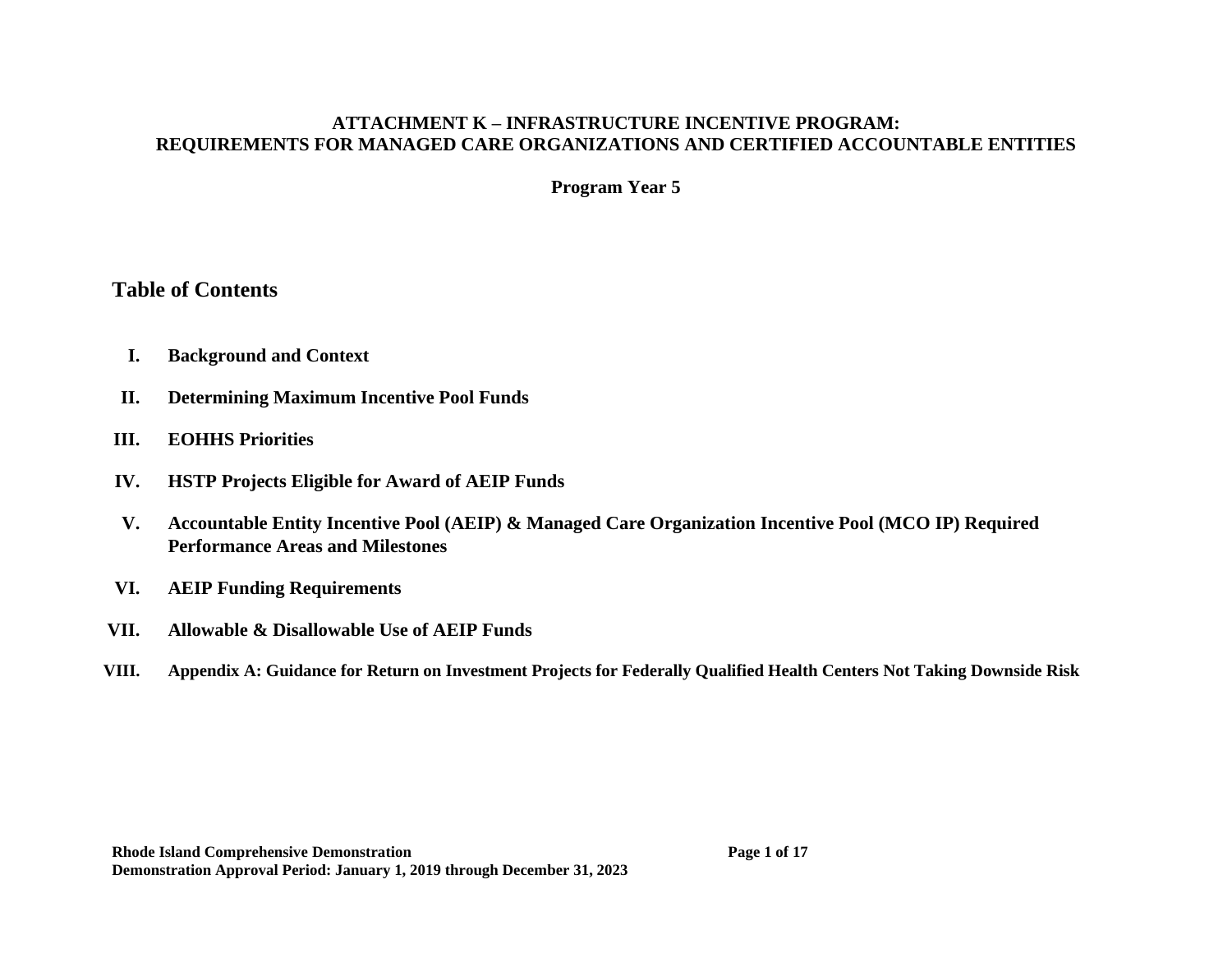# ATTACHMENT K – INFRASTRUCTURE INCENTIVE PROGRAM: REQUIREMENTS FOR MANAGED CARE ORGANIZATIONS AND CERTIFIED ACCOUNTABLE ENTITIES

**Program Year 5**

## Table of Contents

I. **Background and Context**

II. **Determining Maximum Incentive Pool Funds**

III. **EOHHS Priorities**

IV. **HSTP Projects Eligible for Award of AEIP Funds**

V. **Accountable Entity Incentive Pool (AEIP) & Managed Care Organization Incentive Pool (MCO IP) Required Performance Areas and Milestones**

VI. **AEIP Funding Requirements**

VII. **Allowable & Disallowable Use of AEIP Funds**

VIII. **Appendix A: Guidance for Return on Investment Projects for Federally Qualified Health Centers Not Taking Downside Risk**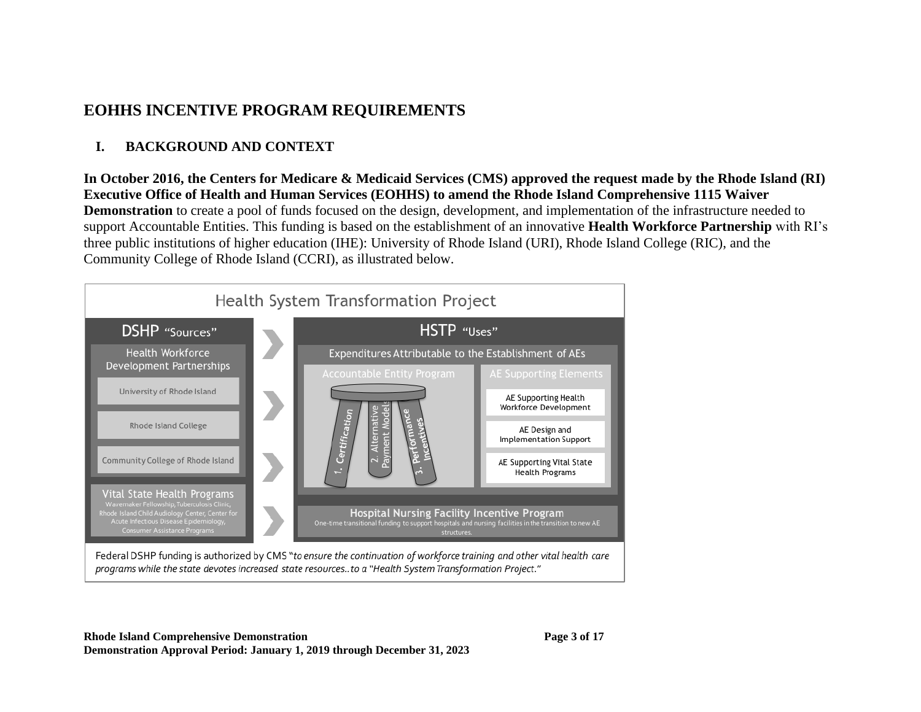# EOHHS INCENTIVE PROGRAM REQUIREMENTS

## I. BACKGROUND AND CONTEXT

**In October 2016, the Centers for Medicare & Medicaid Services (CMS) approved the request made by the Rhode Island (RI) Executive Office of Health and Human Services (EOHHS) to amend the Rhode Island Comprehensive 1115 Waiver Demonstration** to create a pool of funds focused on the design, development, and implementation of the infrastructure needed to support Accountable Entities. This funding is based on the establishment of an innovative **Health Workforce Partnership** with RI's three public institutions of higher education (IHE): University of Rhode Island (URI), Rhode Island College (RIC), and the Community College of Rhode Island (CCRI), as illustrated below.

Health System Transformation Project

DSHP "Sources"

- Health Workforce Development Partnerships
  - University of Rhode Island
  - Rhode Island College
  - Community College of Rhode Island
- Vital State Health Programs
  - Wavemaker Fellowship, Tuberculosis Clinic, Rhode Island Child Audiology Center, Center for Acute Infectious Disease Epidemiology, Consumer Assistance Programs

HSTP "Uses"

- Expenditures Attributable to the Establishment of AEs
  - Accountable Entity Program
    - 1. Certification
    - 2. Alternative Payment Models
    - 3. Performance Incentives
  - AE Supporting Elements
    - AE Supporting Health Workforce Development
    - AE Design and Implementation Support
    - AE Supporting Vital State Health Programs
- Hospital Nursing Facility Incentive Program
  - One-time transitional funding to support hospitals and nursing facilities in the transition to new AE structures.

Federal DSHP funding is authorized by CMS "*to ensure the continuation of workforce training and other vital health care programs while the state devotes increased state resources..to a "Health System Transformation Project."*"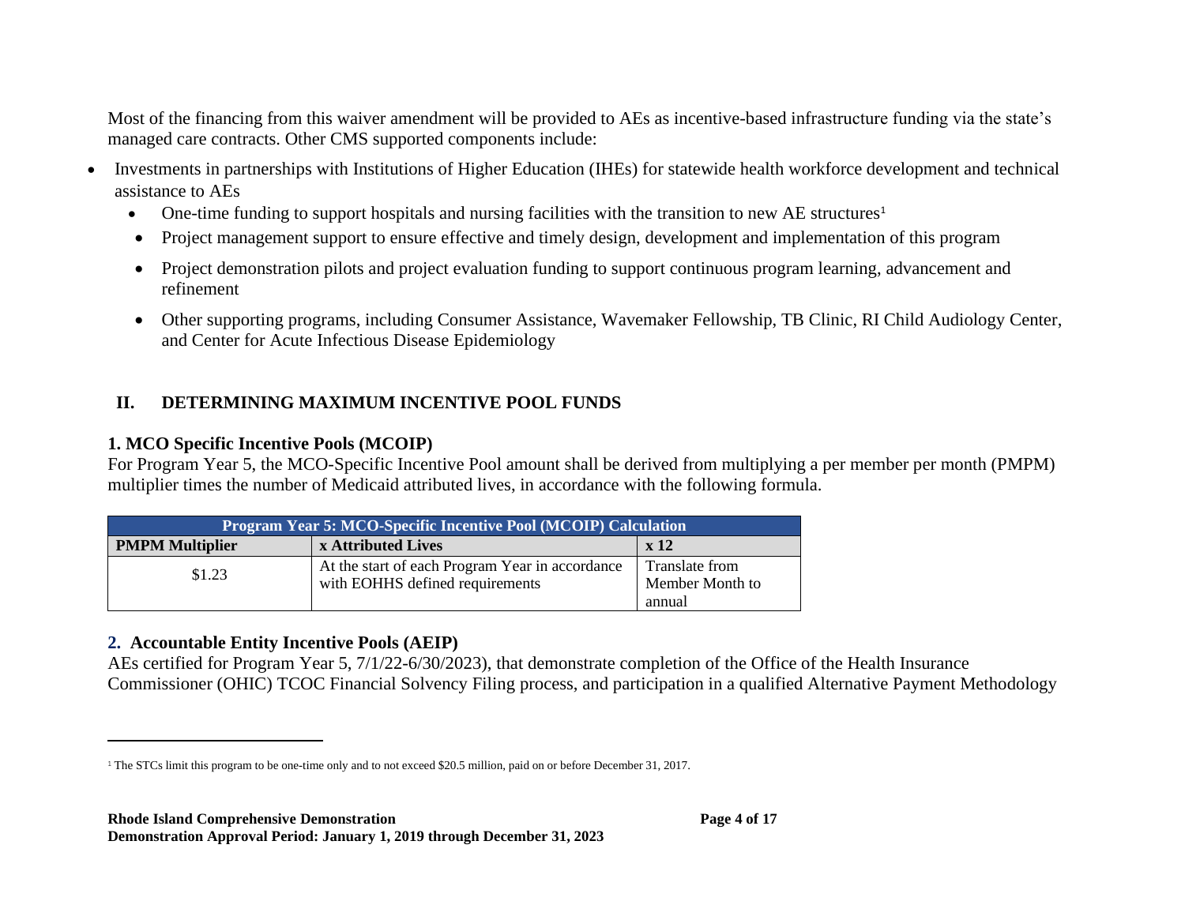Most of the financing from this waiver amendment will be provided to AEs as incentive-based infrastructure funding via the state's managed care contracts. Other CMS supported components include:

- Investments in partnerships with Institutions of Higher Education (IHEs) for statewide health workforce development and technical assistance to AEs
  - One-time funding to support hospitals and nursing facilities with the transition to new AE structures[1]
  - Project management support to ensure effective and timely design, development and implementation of this program
  - Project demonstration pilots and project evaluation funding to support continuous program learning, advancement and refinement
  - Other supporting programs, including Consumer Assistance, Wavemaker Fellowship, TB Clinic, RI Child Audiology Center, and Center for Acute Infectious Disease Epidemiology

## II. DETERMINING MAXIMUM INCENTIVE POOL FUNDS

### 1. MCO Specific Incentive Pools (MCOIP)

For Program Year 5, the MCO-Specific Incentive Pool amount shall be derived from multiplying a per member per month (PMPM) multiplier times the number of Medicaid attributed lives, in accordance with the following formula.

| Program Year 5: MCO-Specific Incentive Pool (MCOIP) Calculation | | |
|---|---|---|
| **PMPM Multiplier** | **x Attributed Lives** | **x 12** |
| $1.23 | At the start of each Program Year in accordance with EOHHS defined requirements | Translate from Member Month to annual |

### 2. Accountable Entity Incentive Pools (AEIP)

AEs certified for Program Year 5, 7/1/22-6/30/2023), that demonstrate completion of the Office of the Health Insurance Commissioner (OHIC) TCOC Financial Solvency Filing process, and participation in a qualified Alternative Payment Methodology

[1] The STCs limit this program to be one-time only and to not exceed $20.5 million, paid on or before December 31, 2017.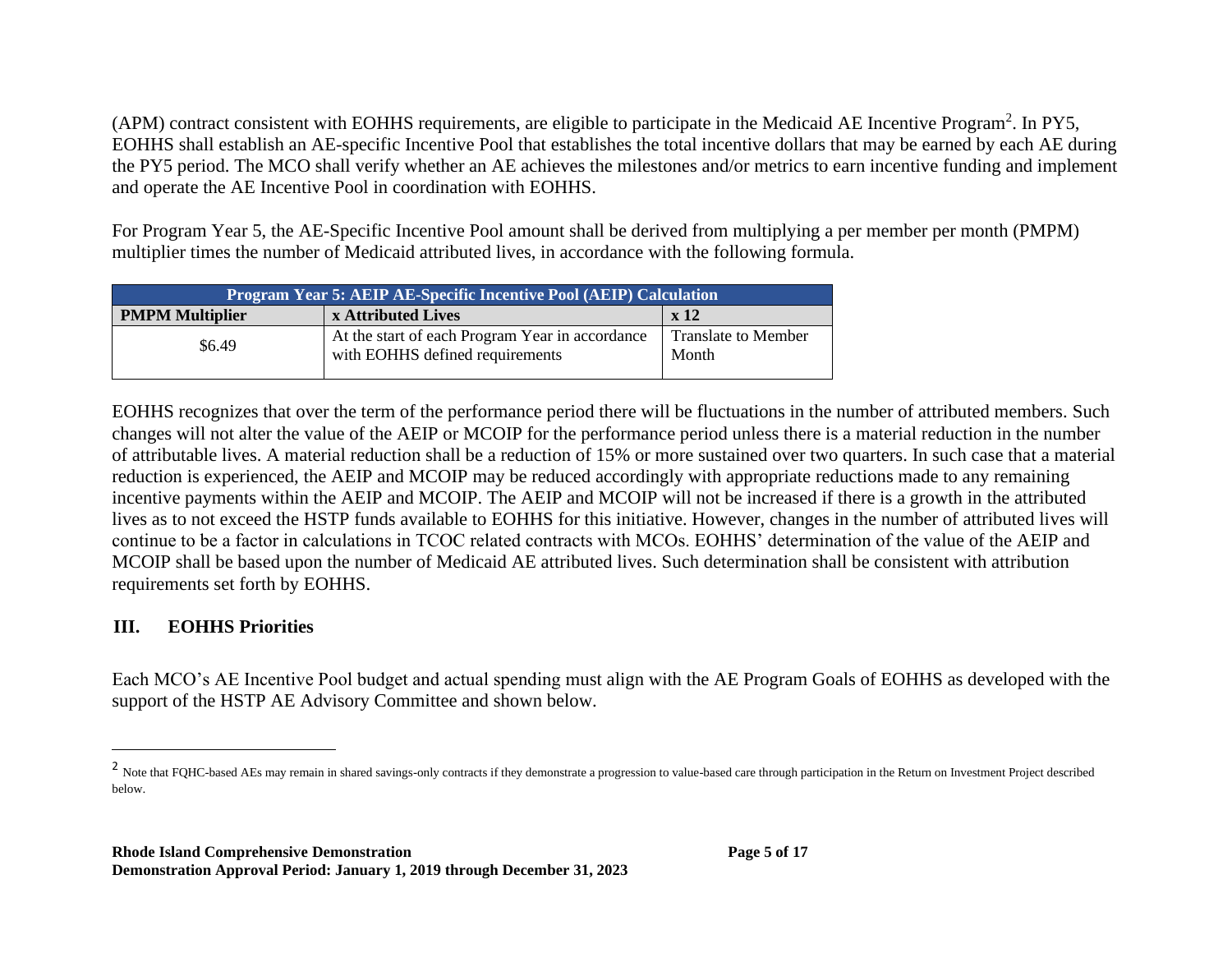(APM) contract consistent with EOHHS requirements, are eligible to participate in the Medicaid AE Incentive Program[2]. In PY5, EOHHS shall establish an AE-specific Incentive Pool that establishes the total incentive dollars that may be earned by each AE during the PY5 period. The MCO shall verify whether an AE achieves the milestones and/or metrics to earn incentive funding and implement and operate the AE Incentive Pool in coordination with EOHHS.

For Program Year 5, the AE-Specific Incentive Pool amount shall be derived from multiplying a per member per month (PMPM) multiplier times the number of Medicaid attributed lives, in accordance with the following formula.

| Program Year 5: AEIP AE-Specific Incentive Pool (AEIP) Calculation | | |
|---|---|---|
| **PMPM Multiplier** | **x Attributed Lives** | **x 12** |
| $6.49 | At the start of each Program Year in accordance with EOHHS defined requirements | Translate to Member Month |

EOHHS recognizes that over the term of the performance period there will be fluctuations in the number of attributed members. Such changes will not alter the value of the AEIP or MCOIP for the performance period unless there is a material reduction in the number of attributable lives. A material reduction shall be a reduction of 15% or more sustained over two quarters. In such case that a material reduction is experienced, the AEIP and MCOIP may be reduced accordingly with appropriate reductions made to any remaining incentive payments within the AEIP and MCOIP. The AEIP and MCOIP will not be increased if there is a growth in the attributed lives as to not exceed the HSTP funds available to EOHHS for this initiative. However, changes in the number of attributed lives will continue to be a factor in calculations in TCOC related contracts with MCOs. EOHHS' determination of the value of the AEIP and MCOIP shall be based upon the number of Medicaid AE attributed lives. Such determination shall be consistent with attribution requirements set forth by EOHHS.

## III. EOHHS Priorities

Each MCO's AE Incentive Pool budget and actual spending must align with the AE Program Goals of EOHHS as developed with the support of the HSTP AE Advisory Committee and shown below.

---

[2] Note that FQHC-based AEs may remain in shared savings-only contracts if they demonstrate a progression to value-based care through participation in the Return on Investment Project described below.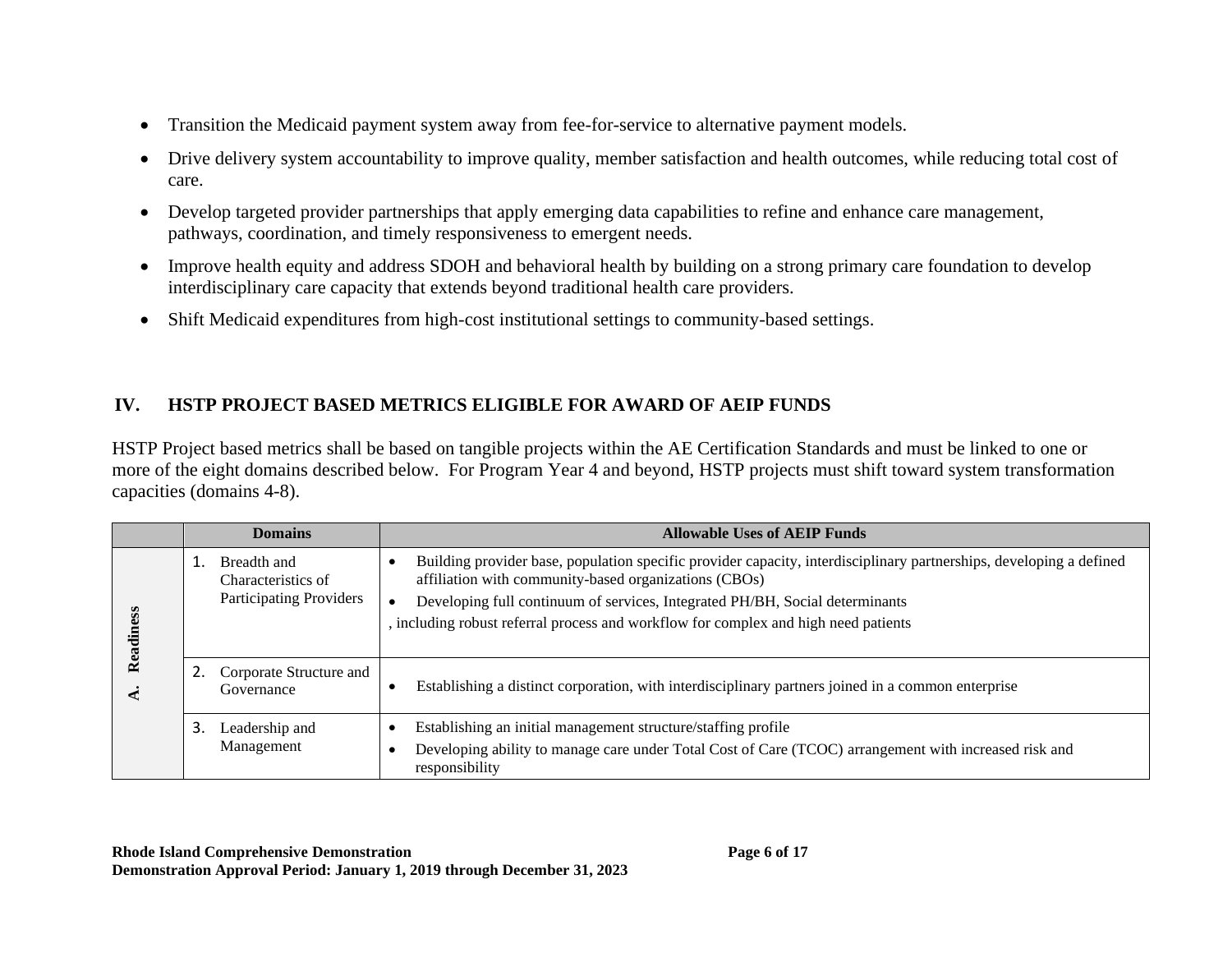- Transition the Medicaid payment system away from fee-for-service to alternative payment models.
- Drive delivery system accountability to improve quality, member satisfaction and health outcomes, while reducing total cost of care.
- Develop targeted provider partnerships that apply emerging data capabilities to refine and enhance care management, pathways, coordination, and timely responsiveness to emergent needs.
- Improve health equity and address SDOH and behavioral health by building on a strong primary care foundation to develop interdisciplinary care capacity that extends beyond traditional health care providers.
- Shift Medicaid expenditures from high-cost institutional settings to community-based settings.

## IV. HSTP PROJECT BASED METRICS ELIGIBLE FOR AWARD OF AEIP FUNDS

HSTP Project based metrics shall be based on tangible projects within the AE Certification Standards and must be linked to one or more of the eight domains described below. For Program Year 4 and beyond, HSTP projects must shift toward system transformation capacities (domains 4-8).

| | Domains | Allowable Uses of AEIP Funds |
|---|---|---|
| A. Readiness | 1. Breadth and Characteristics of Participating Providers | • Building provider base, population specific provider capacity, interdisciplinary partnerships, developing a defined affiliation with community-based organizations (CBOs)<br>• Developing full continuum of services, Integrated PH/BH, Social determinants<br>, including robust referral process and workflow for complex and high need patients |
| | 2. Corporate Structure and Governance | • Establishing a distinct corporation, with interdisciplinary partners joined in a common enterprise |
| | 3. Leadership and Management | • Establishing an initial management structure/staffing profile<br>• Developing ability to manage care under Total Cost of Care (TCOC) arrangement with increased risk and responsibility |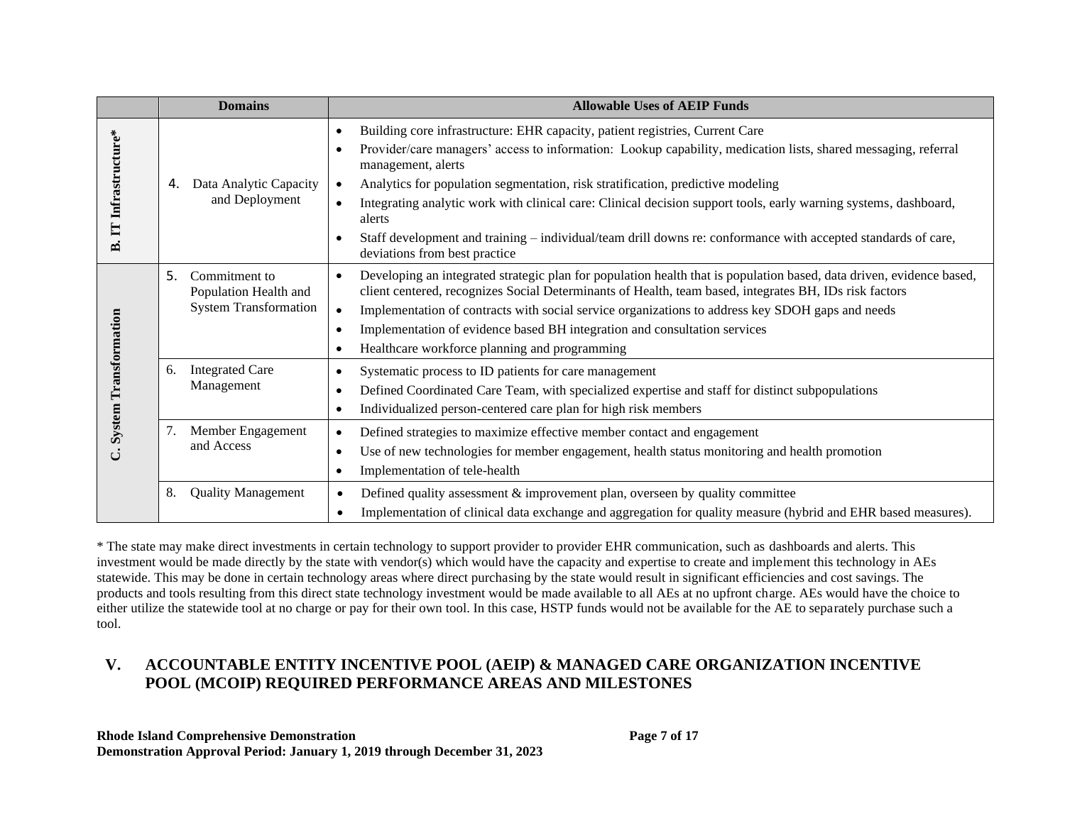| | Domains | Allowable Uses of AEIP Funds |
|---|---|---|
| B. IT Infrastructure* | 4. Data Analytic Capacity and Deployment | • Building core infrastructure: EHR capacity, patient registries, Current Care<br>• Provider/care managers' access to information: Lookup capability, medication lists, shared messaging, referral management, alerts<br>• Analytics for population segmentation, risk stratification, predictive modeling<br>• Integrating analytic work with clinical care: Clinical decision support tools, early warning systems, dashboard, alerts<br>• Staff development and training – individual/team drill downs re: conformance with accepted standards of care, deviations from best practice |
| C. System Transformation | 5. Commitment to Population Health and System Transformation | • Developing an integrated strategic plan for population health that is population based, data driven, evidence based, client centered, recognizes Social Determinants of Health, team based, integrates BH, IDs risk factors<br>• Implementation of contracts with social service organizations to address key SDOH gaps and needs<br>• Implementation of evidence based BH integration and consultation services<br>• Healthcare workforce planning and programming |
| | 6. Integrated Care Management | • Systematic process to ID patients for care management<br>• Defined Coordinated Care Team, with specialized expertise and staff for distinct subpopulations<br>• Individualized person-centered care plan for high risk members |
| | 7. Member Engagement and Access | • Defined strategies to maximize effective member contact and engagement<br>• Use of new technologies for member engagement, health status monitoring and health promotion<br>• Implementation of tele-health |
| | 8. Quality Management | • Defined quality assessment & improvement plan, overseen by quality committee<br>• Implementation of clinical data exchange and aggregation for quality measure (hybrid and EHR based measures). |

* The state may make direct investments in certain technology to support provider to provider EHR communication, such as dashboards and alerts. This investment would be made directly by the state with vendor(s) which would have the capacity and expertise to create and implement this technology in AEs statewide. This may be done in certain technology areas where direct purchasing by the state would result in significant efficiencies and cost savings. The products and tools resulting from this direct state technology investment would be made available to all AEs at no upfront charge. AEs would have the choice to either utilize the statewide tool at no charge or pay for their own tool. In this case, HSTP funds would not be available for the AE to separately purchase such a tool.

## V. ACCOUNTABLE ENTITY INCENTIVE POOL (AEIP) & MANAGED CARE ORGANIZATION INCENTIVE POOL (MCOIP) REQUIRED PERFORMANCE AREAS AND MILESTONES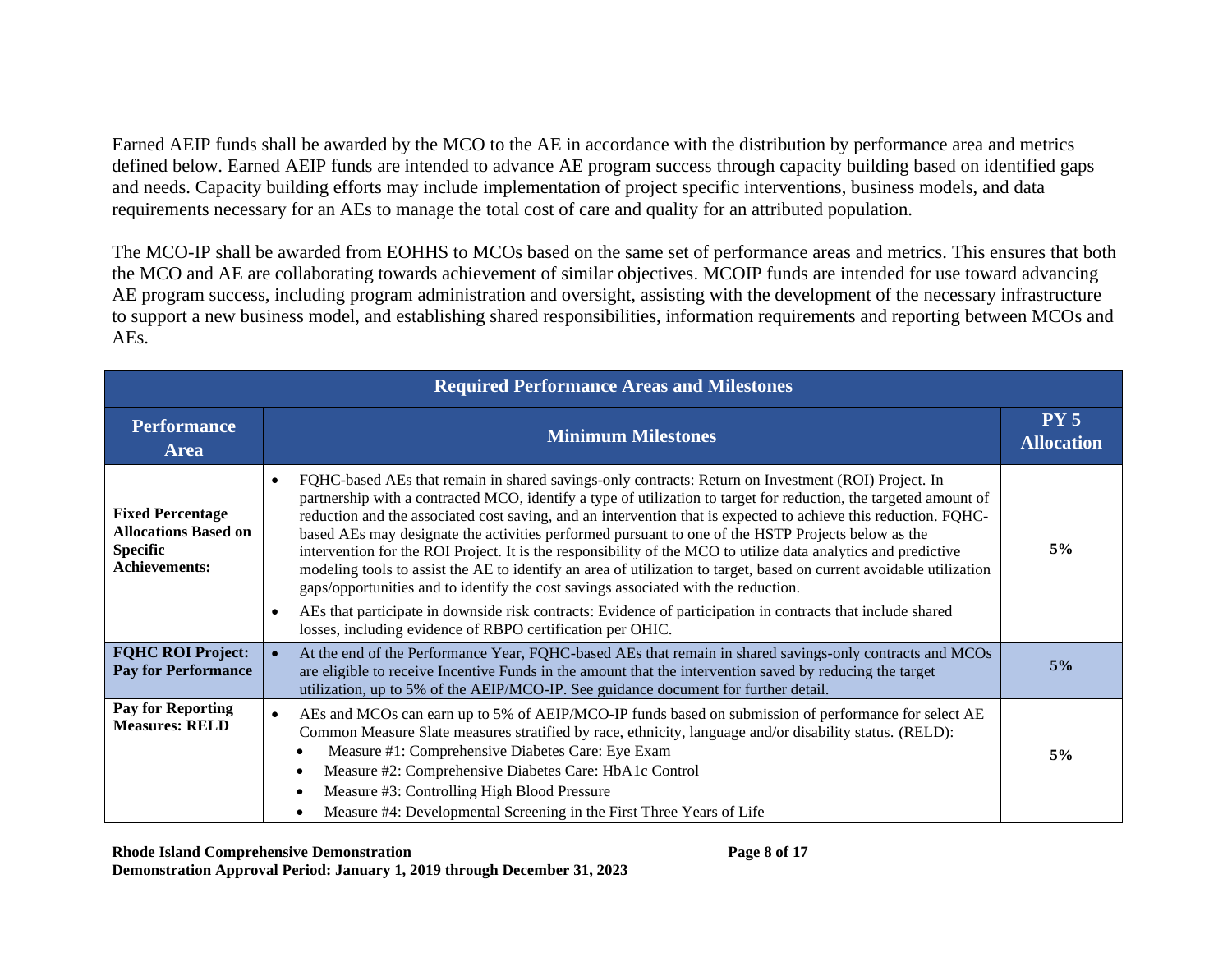Earned AEIP funds shall be awarded by the MCO to the AE in accordance with the distribution by performance area and metrics defined below. Earned AEIP funds are intended to advance AE program success through capacity building based on identified gaps and needs. Capacity building efforts may include implementation of project specific interventions, business models, and data requirements necessary for an AEs to manage the total cost of care and quality for an attributed population.

The MCO-IP shall be awarded from EOHHS to MCOs based on the same set of performance areas and metrics. This ensures that both the MCO and AE are collaborating towards achievement of similar objectives. MCOIP funds are intended for use toward advancing AE program success, including program administration and oversight, assisting with the development of the necessary infrastructure to support a new business model, and establishing shared responsibilities, information requirements and reporting between MCOs and AEs.

| Required Performance Areas and Milestones | | |
|---|---|---|
| **Performance Area** | **Minimum Milestones** | **PY 5 Allocation** |
| **Fixed Percentage Allocations Based on Specific Achievements:** | • FQHC-based AEs that remain in shared savings-only contracts: Return on Investment (ROI) Project. In partnership with a contracted MCO, identify a type of utilization to target for reduction, the targeted amount of reduction and the associated cost saving, and an intervention that is expected to achieve this reduction. FQHC-based AEs may designate the activities performed pursuant to one of the HSTP Projects below as the intervention for the ROI Project. It is the responsibility of the MCO to utilize data analytics and predictive modeling tools to assist the AE to identify an area of utilization to target, based on current avoidable utilization gaps/opportunities and to identify the cost savings associated with the reduction.<br>• AEs that participate in downside risk contracts: Evidence of participation in contracts that include shared losses, including evidence of RBPO certification per OHIC. | **5%** |
| **FQHC ROI Project: Pay for Performance** | • At the end of the Performance Year, FQHC-based AEs that remain in shared savings-only contracts and MCOs are eligible to receive Incentive Funds in the amount that the intervention saved by reducing the target utilization, up to 5% of the AEIP/MCO-IP. See guidance document for further detail. | **5%** |
| **Pay for Reporting Measures: RELD** | • AEs and MCOs can earn up to 5% of AEIP/MCO-IP funds based on submission of performance for select AE Common Measure Slate measures stratified by race, ethnicity, language and/or disability status. (RELD):<br>• Measure #1: Comprehensive Diabetes Care: Eye Exam<br>• Measure #2: Comprehensive Diabetes Care: HbA1c Control<br>• Measure #3: Controlling High Blood Pressure<br>• Measure #4: Developmental Screening in the First Three Years of Life | **5%** |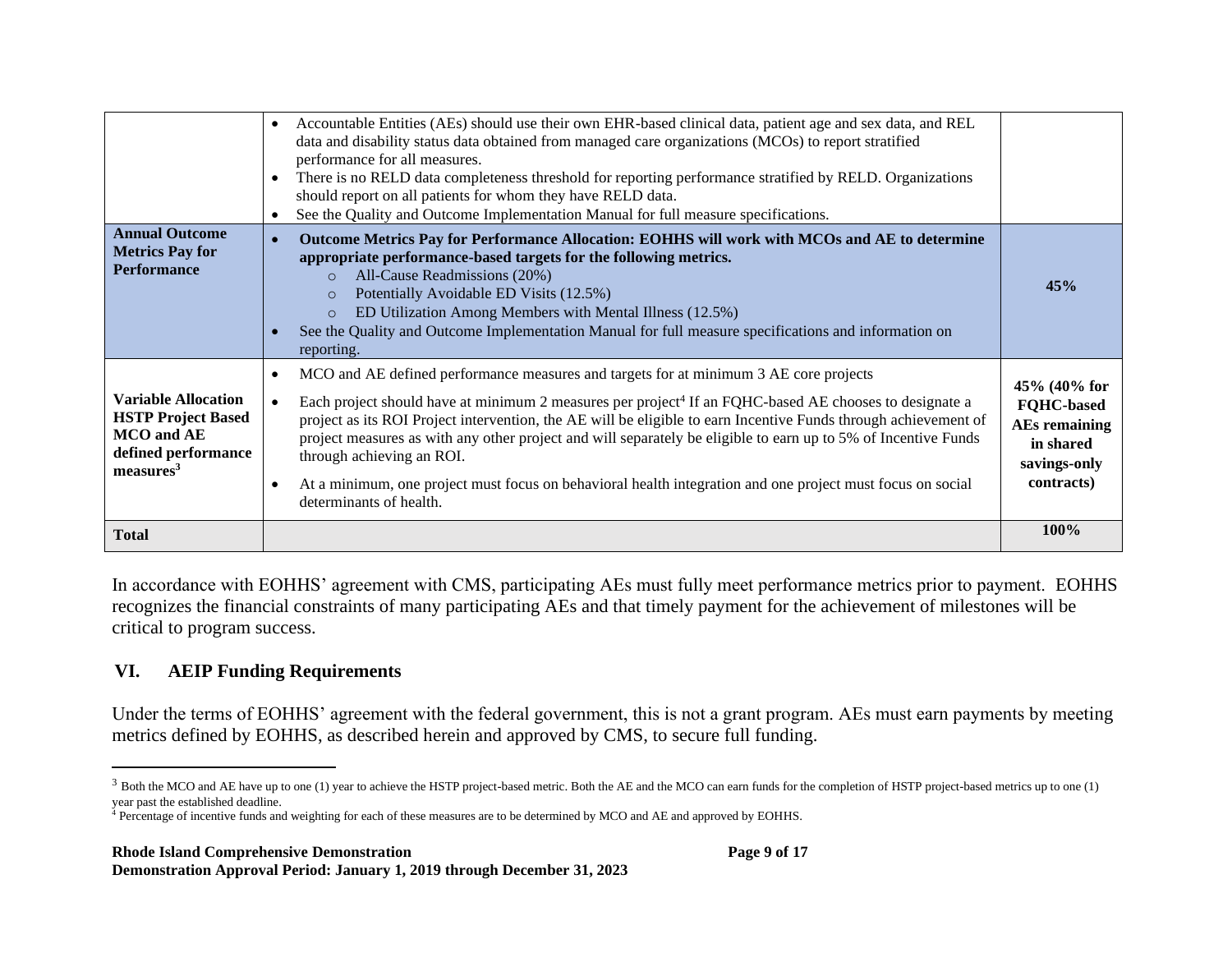| | | |
|---|---|---|
| | • Accountable Entities (AEs) should use their own EHR-based clinical data, patient age and sex data, and REL data and disability status data obtained from managed care organizations (MCOs) to report stratified performance for all measures.<br>• There is no RELD data completeness threshold for reporting performance stratified by RELD. Organizations should report on all patients for whom they have RELD data.<br>• See the Quality and Outcome Implementation Manual for full measure specifications. | |
| **Annual Outcome Metrics Pay for Performance** | • **Outcome Metrics Pay for Performance Allocation: EOHHS will work with MCOs and AE to determine appropriate performance-based targets for the following metrics.**<br>  ○ All-Cause Readmissions (20%)<br>  ○ Potentially Avoidable ED Visits (12.5%)<br>  ○ ED Utilization Among Members with Mental Illness (12.5%)<br>• See the Quality and Outcome Implementation Manual for full measure specifications and information on reporting. | **45%** |
| **Variable Allocation HSTP Project Based MCO and AE defined performance measures[3]** | • MCO and AE defined performance measures and targets for at minimum 3 AE core projects<br>• Each project should have at minimum 2 measures per project[4] If an FQHC-based AE chooses to designate a project as its ROI Project intervention, the AE will be eligible to earn Incentive Funds through achievement of project measures as with any other project and will separately be eligible to earn up to 5% of Incentive Funds through achieving an ROI.<br>• At a minimum, one project must focus on behavioral health integration and one project must focus on social determinants of health. | **45% (40% for FQHC-based AEs remaining in shared savings-only contracts)** |
| **Total** | | **100%** |

In accordance with EOHHS' agreement with CMS, participating AEs must fully meet performance metrics prior to payment. EOHHS recognizes the financial constraints of many participating AEs and that timely payment for the achievement of milestones will be critical to program success.

## VI. AEIP Funding Requirements

Under the terms of EOHHS' agreement with the federal government, this is not a grant program. AEs must earn payments by meeting metrics defined by EOHHS, as described herein and approved by CMS, to secure full funding.

---

[3] Both the MCO and AE have up to one (1) year to achieve the HSTP project-based metric. Both the AE and the MCO can earn funds for the completion of HSTP project-based metrics up to one (1) year past the established deadline.

[4] Percentage of incentive funds and weighting for each of these measures are to be determined by MCO and AE and approved by EOHHS.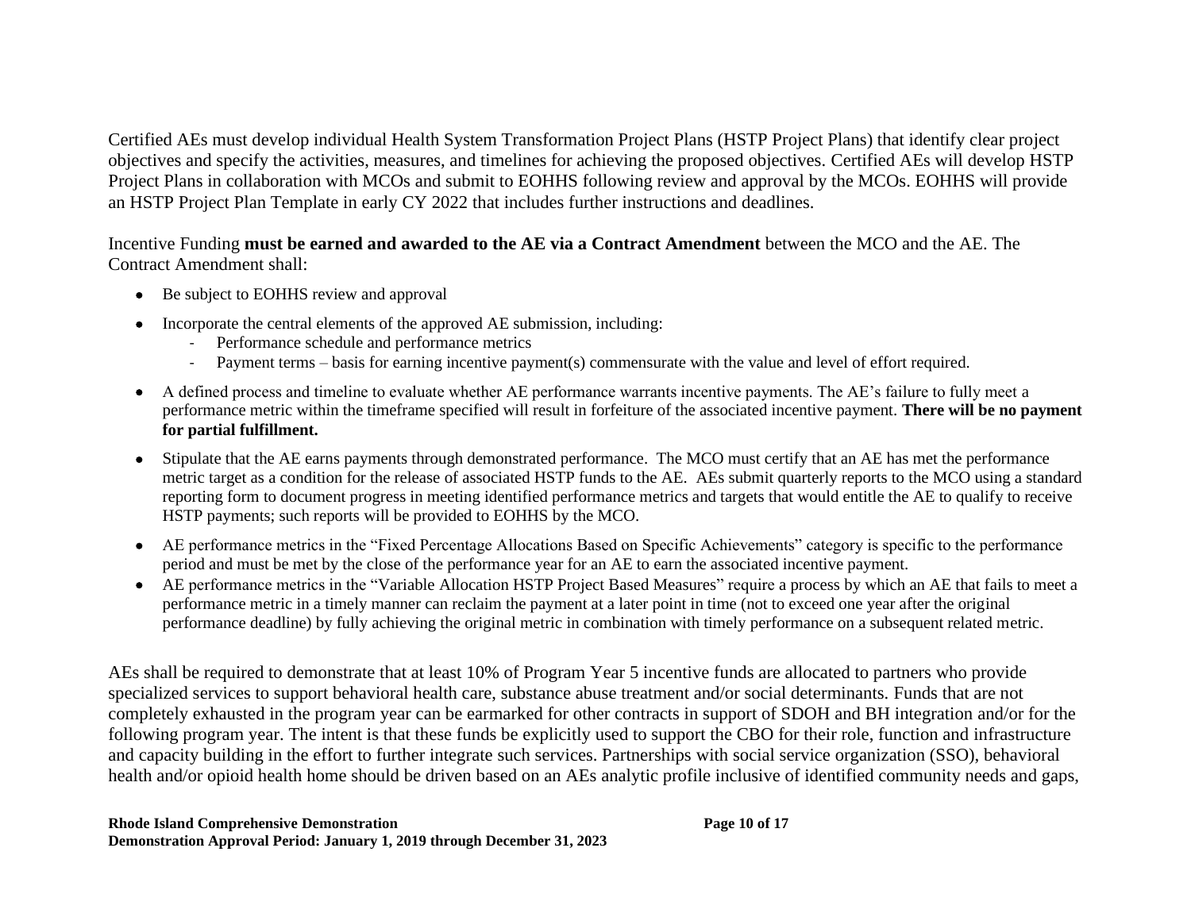Certified AEs must develop individual Health System Transformation Project Plans (HSTP Project Plans) that identify clear project objectives and specify the activities, measures, and timelines for achieving the proposed objectives. Certified AEs will develop HSTP Project Plans in collaboration with MCOs and submit to EOHHS following review and approval by the MCOs. EOHHS will provide an HSTP Project Plan Template in early CY 2022 that includes further instructions and deadlines.

Incentive Funding **must be earned and awarded to the AE via a Contract Amendment** between the MCO and the AE. The Contract Amendment shall:

- Be subject to EOHHS review and approval
- Incorporate the central elements of the approved AE submission, including:
    - Performance schedule and performance metrics
    - Payment terms – basis for earning incentive payment(s) commensurate with the value and level of effort required.
- A defined process and timeline to evaluate whether AE performance warrants incentive payments. The AE's failure to fully meet a performance metric within the timeframe specified will result in forfeiture of the associated incentive payment. **There will be no payment for partial fulfillment.**
- Stipulate that the AE earns payments through demonstrated performance. The MCO must certify that an AE has met the performance metric target as a condition for the release of associated HSTP funds to the AE. AEs submit quarterly reports to the MCO using a standard reporting form to document progress in meeting identified performance metrics and targets that would entitle the AE to qualify to receive HSTP payments; such reports will be provided to EOHHS by the MCO.
- AE performance metrics in the "Fixed Percentage Allocations Based on Specific Achievements" category is specific to the performance period and must be met by the close of the performance year for an AE to earn the associated incentive payment.
- AE performance metrics in the "Variable Allocation HSTP Project Based Measures" require a process by which an AE that fails to meet a performance metric in a timely manner can reclaim the payment at a later point in time (not to exceed one year after the original performance deadline) by fully achieving the original metric in combination with timely performance on a subsequent related metric.

AEs shall be required to demonstrate that at least 10% of Program Year 5 incentive funds are allocated to partners who provide specialized services to support behavioral health care, substance abuse treatment and/or social determinants. Funds that are not completely exhausted in the program year can be earmarked for other contracts in support of SDOH and BH integration and/or for the following program year. The intent is that these funds be explicitly used to support the CBO for their role, function and infrastructure and capacity building in the effort to further integrate such services. Partnerships with social service organization (SSO), behavioral health and/or opioid health home should be driven based on an AEs analytic profile inclusive of identified community needs and gaps,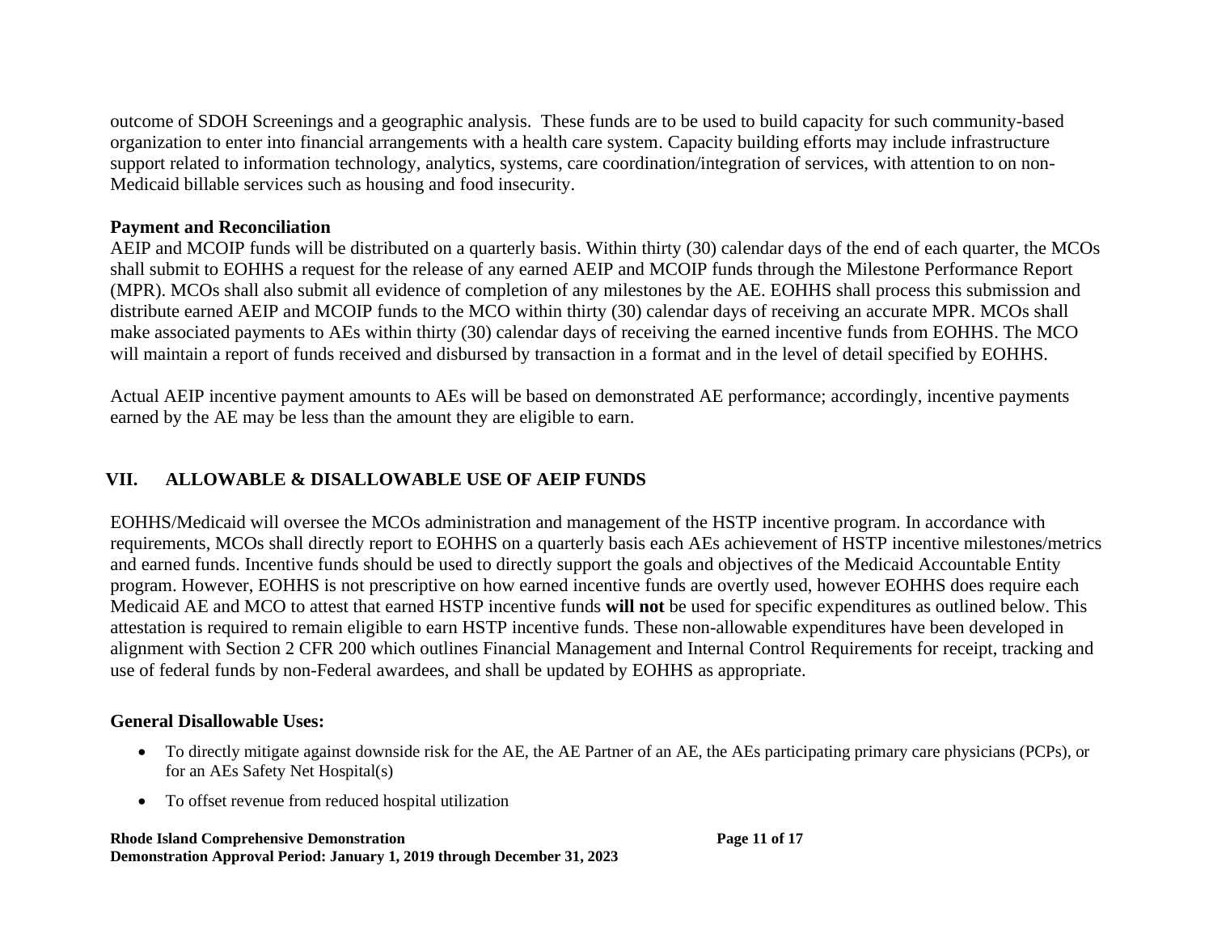outcome of SDOH Screenings and a geographic analysis. These funds are to be used to build capacity for such community-based organization to enter into financial arrangements with a health care system. Capacity building efforts may include infrastructure support related to information technology, analytics, systems, care coordination/integration of services, with attention to on non-Medicaid billable services such as housing and food insecurity.

**Payment and Reconciliation**

AEIP and MCOIP funds will be distributed on a quarterly basis. Within thirty (30) calendar days of the end of each quarter, the MCOs shall submit to EOHHS a request for the release of any earned AEIP and MCOIP funds through the Milestone Performance Report (MPR). MCOs shall also submit all evidence of completion of any milestones by the AE. EOHHS shall process this submission and distribute earned AEIP and MCOIP funds to the MCO within thirty (30) calendar days of receiving an accurate MPR. MCOs shall make associated payments to AEs within thirty (30) calendar days of receiving the earned incentive funds from EOHHS. The MCO will maintain a report of funds received and disbursed by transaction in a format and in the level of detail specified by EOHHS.

Actual AEIP incentive payment amounts to AEs will be based on demonstrated AE performance; accordingly, incentive payments earned by the AE may be less than the amount they are eligible to earn.

## VII. ALLOWABLE & DISALLOWABLE USE OF AEIP FUNDS

EOHHS/Medicaid will oversee the MCOs administration and management of the HSTP incentive program. In accordance with requirements, MCOs shall directly report to EOHHS on a quarterly basis each AEs achievement of HSTP incentive milestones/metrics and earned funds. Incentive funds should be used to directly support the goals and objectives of the Medicaid Accountable Entity program. However, EOHHS is not prescriptive on how earned incentive funds are overtly used, however EOHHS does require each Medicaid AE and MCO to attest that earned HSTP incentive funds **will not** be used for specific expenditures as outlined below. This attestation is required to remain eligible to earn HSTP incentive funds. These non-allowable expenditures have been developed in alignment with Section 2 CFR 200 which outlines Financial Management and Internal Control Requirements for receipt, tracking and use of federal funds by non-Federal awardees, and shall be updated by EOHHS as appropriate.

**General Disallowable Uses:**

- To directly mitigate against downside risk for the AE, the AE Partner of an AE, the AEs participating primary care physicians (PCPs), or for an AEs Safety Net Hospital(s)
- To offset revenue from reduced hospital utilization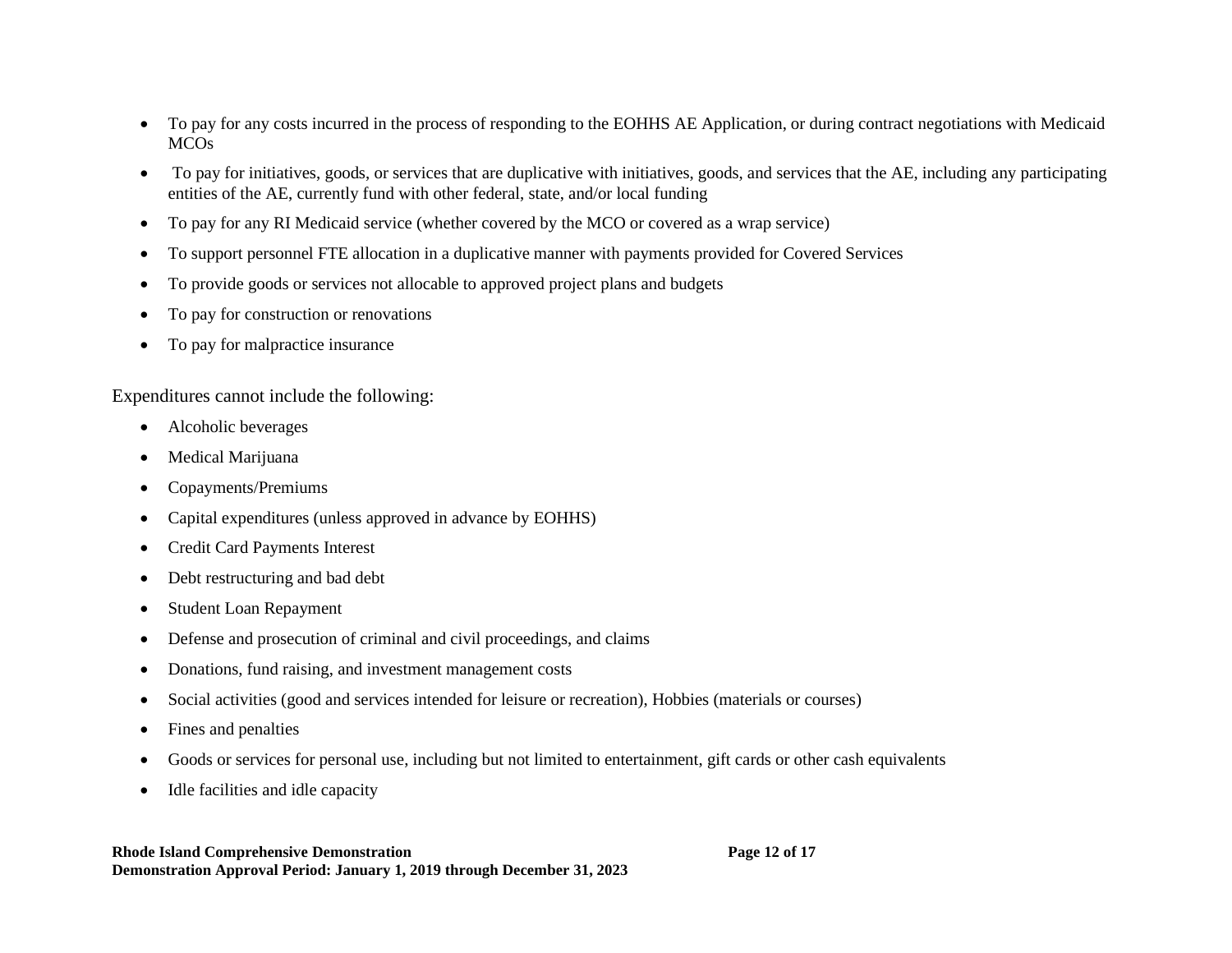- To pay for any costs incurred in the process of responding to the EOHHS AE Application, or during contract negotiations with Medicaid MCOs
- To pay for initiatives, goods, or services that are duplicative with initiatives, goods, and services that the AE, including any participating entities of the AE, currently fund with other federal, state, and/or local funding
- To pay for any RI Medicaid service (whether covered by the MCO or covered as a wrap service)
- To support personnel FTE allocation in a duplicative manner with payments provided for Covered Services
- To provide goods or services not allocable to approved project plans and budgets
- To pay for construction or renovations
- To pay for malpractice insurance

Expenditures cannot include the following:

- Alcoholic beverages
- Medical Marijuana
- Copayments/Premiums
- Capital expenditures (unless approved in advance by EOHHS)
- Credit Card Payments Interest
- Debt restructuring and bad debt
- Student Loan Repayment
- Defense and prosecution of criminal and civil proceedings, and claims
- Donations, fund raising, and investment management costs
- Social activities (good and services intended for leisure or recreation), Hobbies (materials or courses)
- Fines and penalties
- Goods or services for personal use, including but not limited to entertainment, gift cards or other cash equivalents
- Idle facilities and idle capacity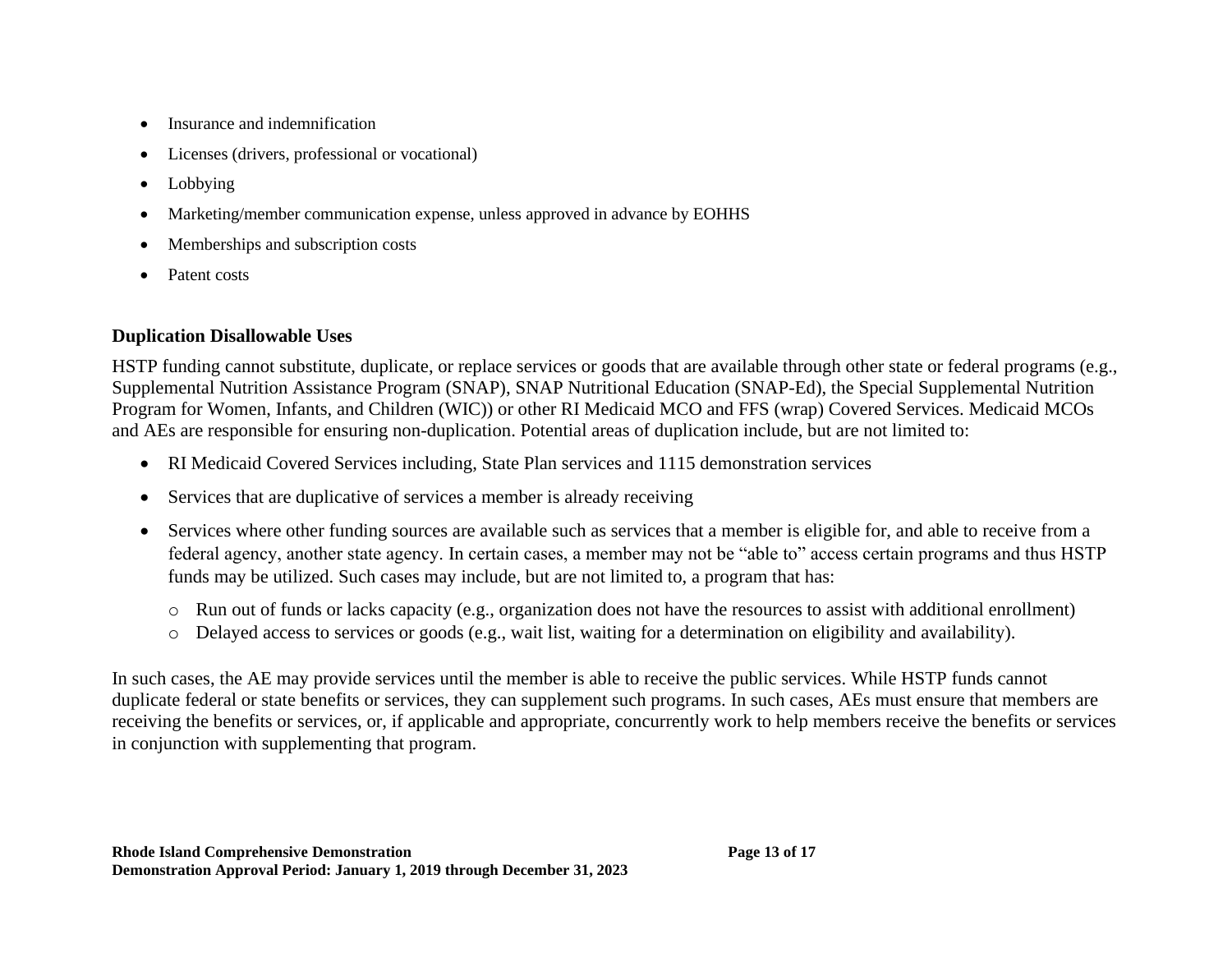- Insurance and indemnification
- Licenses (drivers, professional or vocational)
- Lobbying
- Marketing/member communication expense, unless approved in advance by EOHHS
- Memberships and subscription costs
- Patent costs

**Duplication Disallowable Uses**

HSTP funding cannot substitute, duplicate, or replace services or goods that are available through other state or federal programs (e.g., Supplemental Nutrition Assistance Program (SNAP), SNAP Nutritional Education (SNAP-Ed), the Special Supplemental Nutrition Program for Women, Infants, and Children (WIC)) or other RI Medicaid MCO and FFS (wrap) Covered Services. Medicaid MCOs and AEs are responsible for ensuring non-duplication. Potential areas of duplication include, but are not limited to:

- RI Medicaid Covered Services including, State Plan services and 1115 demonstration services
- Services that are duplicative of services a member is already receiving
- Services where other funding sources are available such as services that a member is eligible for, and able to receive from a federal agency, another state agency. In certain cases, a member may not be "able to" access certain programs and thus HSTP funds may be utilized. Such cases may include, but are not limited to, a program that has:
  - Run out of funds or lacks capacity (e.g., organization does not have the resources to assist with additional enrollment)
  - Delayed access to services or goods (e.g., wait list, waiting for a determination on eligibility and availability).

In such cases, the AE may provide services until the member is able to receive the public services. While HSTP funds cannot duplicate federal or state benefits or services, they can supplement such programs. In such cases, AEs must ensure that members are receiving the benefits or services, or, if applicable and appropriate, concurrently work to help members receive the benefits or services in conjunction with supplementing that program.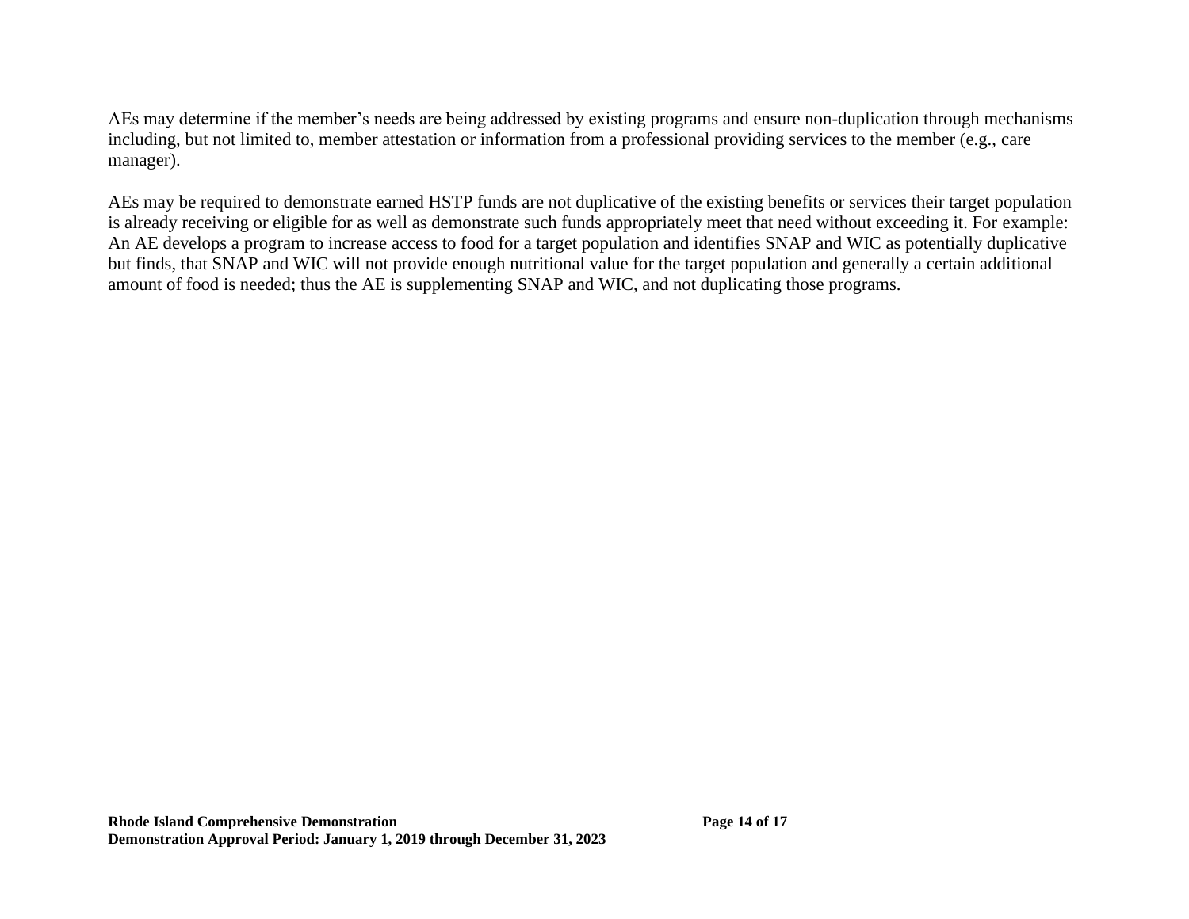AEs may determine if the member's needs are being addressed by existing programs and ensure non-duplication through mechanisms including, but not limited to, member attestation or information from a professional providing services to the member (e.g., care manager).

AEs may be required to demonstrate earned HSTP funds are not duplicative of the existing benefits or services their target population is already receiving or eligible for as well as demonstrate such funds appropriately meet that need without exceeding it. For example: An AE develops a program to increase access to food for a target population and identifies SNAP and WIC as potentially duplicative but finds, that SNAP and WIC will not provide enough nutritional value for the target population and generally a certain additional amount of food is needed; thus the AE is supplementing SNAP and WIC, and not duplicating those programs.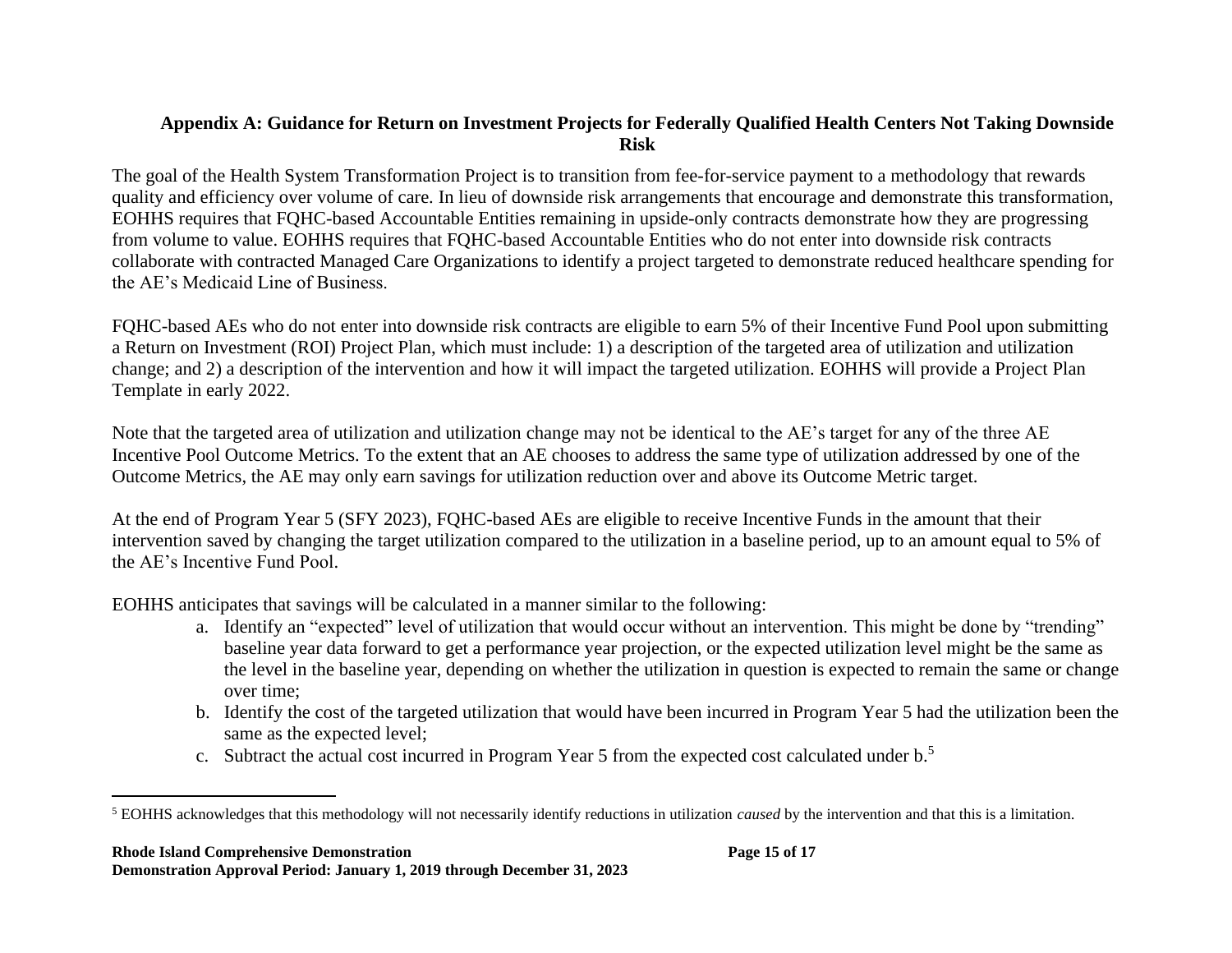## Appendix A: Guidance for Return on Investment Projects for Federally Qualified Health Centers Not Taking Downside Risk

The goal of the Health System Transformation Project is to transition from fee-for-service payment to a methodology that rewards quality and efficiency over volume of care. In lieu of downside risk arrangements that encourage and demonstrate this transformation, EOHHS requires that FQHC-based Accountable Entities remaining in upside-only contracts demonstrate how they are progressing from volume to value. EOHHS requires that FQHC-based Accountable Entities who do not enter into downside risk contracts collaborate with contracted Managed Care Organizations to identify a project targeted to demonstrate reduced healthcare spending for the AE's Medicaid Line of Business.

FQHC-based AEs who do not enter into downside risk contracts are eligible to earn 5% of their Incentive Fund Pool upon submitting a Return on Investment (ROI) Project Plan, which must include: 1) a description of the targeted area of utilization and utilization change; and 2) a description of the intervention and how it will impact the targeted utilization. EOHHS will provide a Project Plan Template in early 2022.

Note that the targeted area of utilization and utilization change may not be identical to the AE's target for any of the three AE Incentive Pool Outcome Metrics. To the extent that an AE chooses to address the same type of utilization addressed by one of the Outcome Metrics, the AE may only earn savings for utilization reduction over and above its Outcome Metric target.

At the end of Program Year 5 (SFY 2023), FQHC-based AEs are eligible to receive Incentive Funds in the amount that their intervention saved by changing the target utilization compared to the utilization in a baseline period, up to an amount equal to 5% of the AE's Incentive Fund Pool.

EOHHS anticipates that savings will be calculated in a manner similar to the following:

a. Identify an "expected" level of utilization that would occur without an intervention. This might be done by "trending" baseline year data forward to get a performance year projection, or the expected utilization level might be the same as the level in the baseline year, depending on whether the utilization in question is expected to remain the same or change over time;
b. Identify the cost of the targeted utilization that would have been incurred in Program Year 5 had the utilization been the same as the expected level;
c. Subtract the actual cost incurred in Program Year 5 from the expected cost calculated under b.[5]

[5] EOHHS acknowledges that this methodology will not necessarily identify reductions in utilization *caused* by the intervention and that this is a limitation.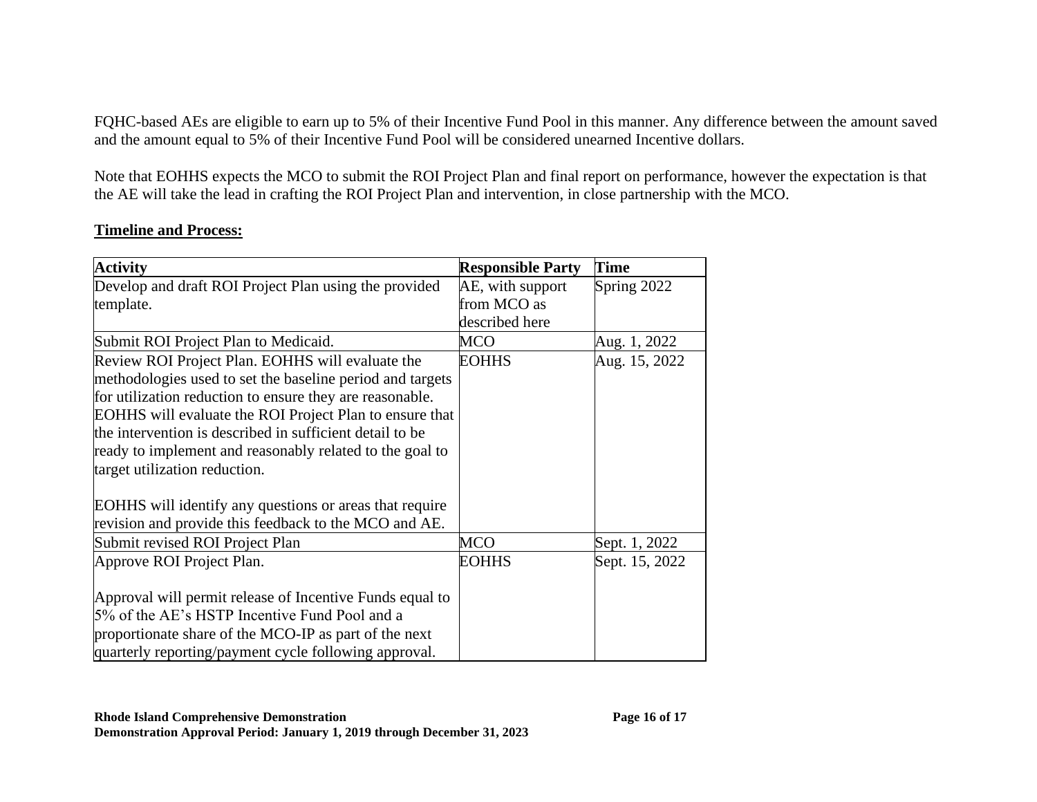FQHC-based AEs are eligible to earn up to 5% of their Incentive Fund Pool in this manner. Any difference between the amount saved and the amount equal to 5% of their Incentive Fund Pool will be considered unearned Incentive dollars.

Note that EOHHS expects the MCO to submit the ROI Project Plan and final report on performance, however the expectation is that the AE will take the lead in crafting the ROI Project Plan and intervention, in close partnership with the MCO.

**Timeline and Process:**

| Activity | Responsible Party | Time |
|---|---|---|
| Develop and draft ROI Project Plan using the provided template. | AE, with support from MCO as described here | Spring 2022 |
| Submit ROI Project Plan to Medicaid. | MCO | Aug. 1, 2022 |
| Review ROI Project Plan. EOHHS will evaluate the methodologies used to set the baseline period and targets for utilization reduction to ensure they are reasonable. EOHHS will evaluate the ROI Project Plan to ensure that the intervention is described in sufficient detail to be ready to implement and reasonably related to the goal to target utilization reduction.<br><br>EOHHS will identify any questions or areas that require revision and provide this feedback to the MCO and AE. | EOHHS | Aug. 15, 2022 |
| Submit revised ROI Project Plan | MCO | Sept. 1, 2022 |
| Approve ROI Project Plan.<br><br>Approval will permit release of Incentive Funds equal to 5% of the AE's HSTP Incentive Fund Pool and a proportionate share of the MCO-IP as part of the next quarterly reporting/payment cycle following approval. | EOHHS | Sept. 15, 2022 |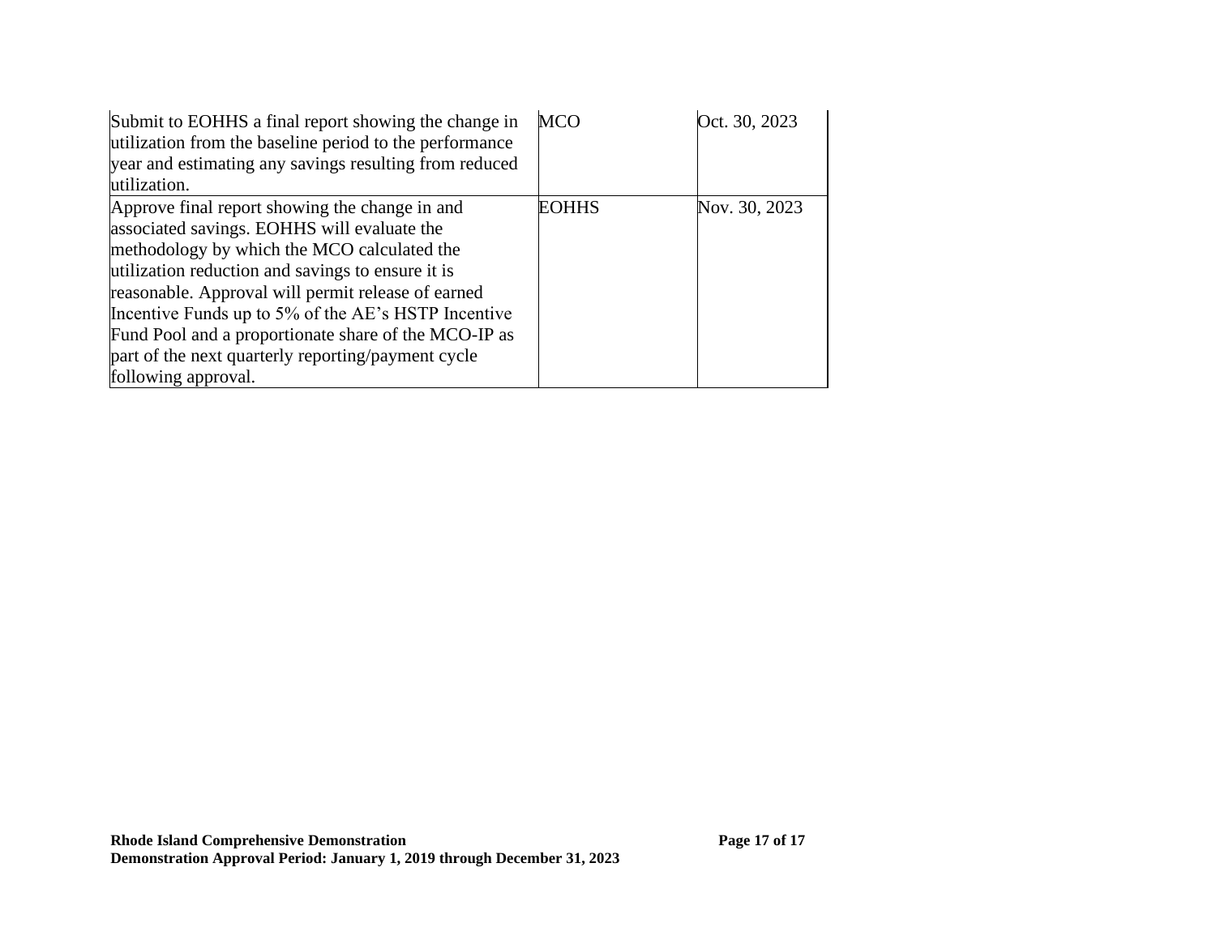| | | |
|---|---|---|
| Submit to EOHHS a final report showing the change in utilization from the baseline period to the performance year and estimating any savings resulting from reduced utilization. | MCO | Oct. 30, 2023 |
| Approve final report showing the change in and associated savings. EOHHS will evaluate the methodology by which the MCO calculated the utilization reduction and savings to ensure it is reasonable. Approval will permit release of earned Incentive Funds up to 5% of the AE’s HSTP Incentive Fund Pool and a proportionate share of the MCO-IP as part of the next quarterly reporting/payment cycle following approval. | EOHHS | Nov. 30, 2023 |